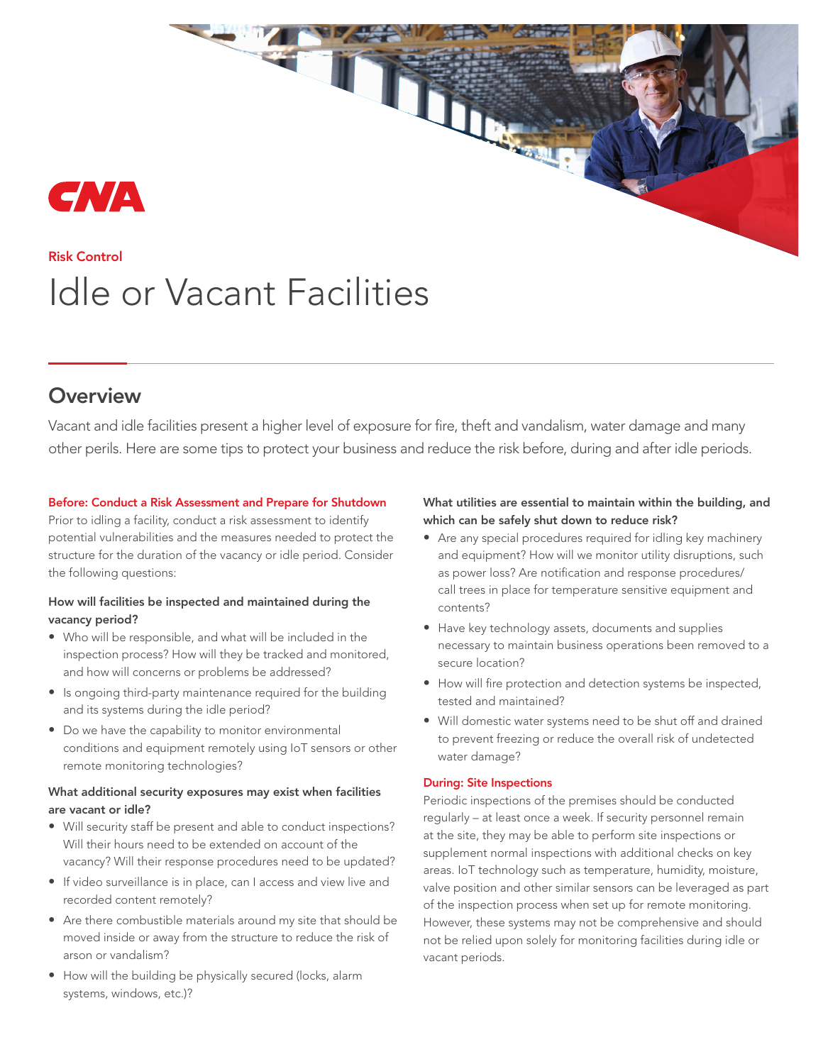CNA

Risk Control

# Idle or Vacant Facilities

## Overview

Vacant and idle facilities present a higher level of exposure for fire, theft and vandalism, water damage and many other perils. Here are some tips to protect your business and reduce the risk before, during and after idle periods.

### Before: Conduct a Risk Assessment and Prepare for Shutdown

Prior to idling a facility, conduct a risk assessment to identify potential vulnerabilities and the measures needed to protect the structure for the duration of the vacancy or idle period. Consider the following questions:

**How will facilities be inspected and maintained during the vacancy period?**

- Who will be responsible, and what will be included in the inspection process? How will they be tracked and monitored, and how will concerns or problems be addressed?
- Is ongoing third-party maintenance required for the building and its systems during the idle period?
- Do we have the capability to monitor environmental conditions and equipment remotely using IoT sensors or other remote monitoring technologies?

**What additional security exposures may exist when facilities are vacant or idle?**

- Will security staff be present and able to conduct inspections? Will their hours need to be extended on account of the vacancy? Will their response procedures need to be updated?
- If video surveillance is in place, can I access and view live and recorded content remotely?
- Are there combustible materials around my site that should be moved inside or away from the structure to reduce the risk of arson or vandalism?
- How will the building be physically secured (locks, alarm systems, windows, etc.)?

**What utilities are essential to maintain within the building, and which can be safely shut down to reduce risk?**

- Are any special procedures required for idling key machinery and equipment? How will we monitor utility disruptions, such as power loss? Are notification and response procedures/call trees in place for temperature sensitive equipment and contents?
- Have key technology assets, documents and supplies necessary to maintain business operations been removed to a secure location?
- How will fire protection and detection systems be inspected, tested and maintained?
- Will domestic water systems need to be shut off and drained to prevent freezing or reduce the overall risk of undetected water damage?

### During: Site Inspections

Periodic inspections of the premises should be conducted regularly – at least once a week. If security personnel remain at the site, they may be able to perform site inspections or supplement normal inspections with additional checks on key areas. IoT technology such as temperature, humidity, moisture, valve position and other similar sensors can be leveraged as part of the inspection process when set up for remote monitoring. However, these systems may not be comprehensive and should not be relied upon solely for monitoring facilities during idle or vacant periods.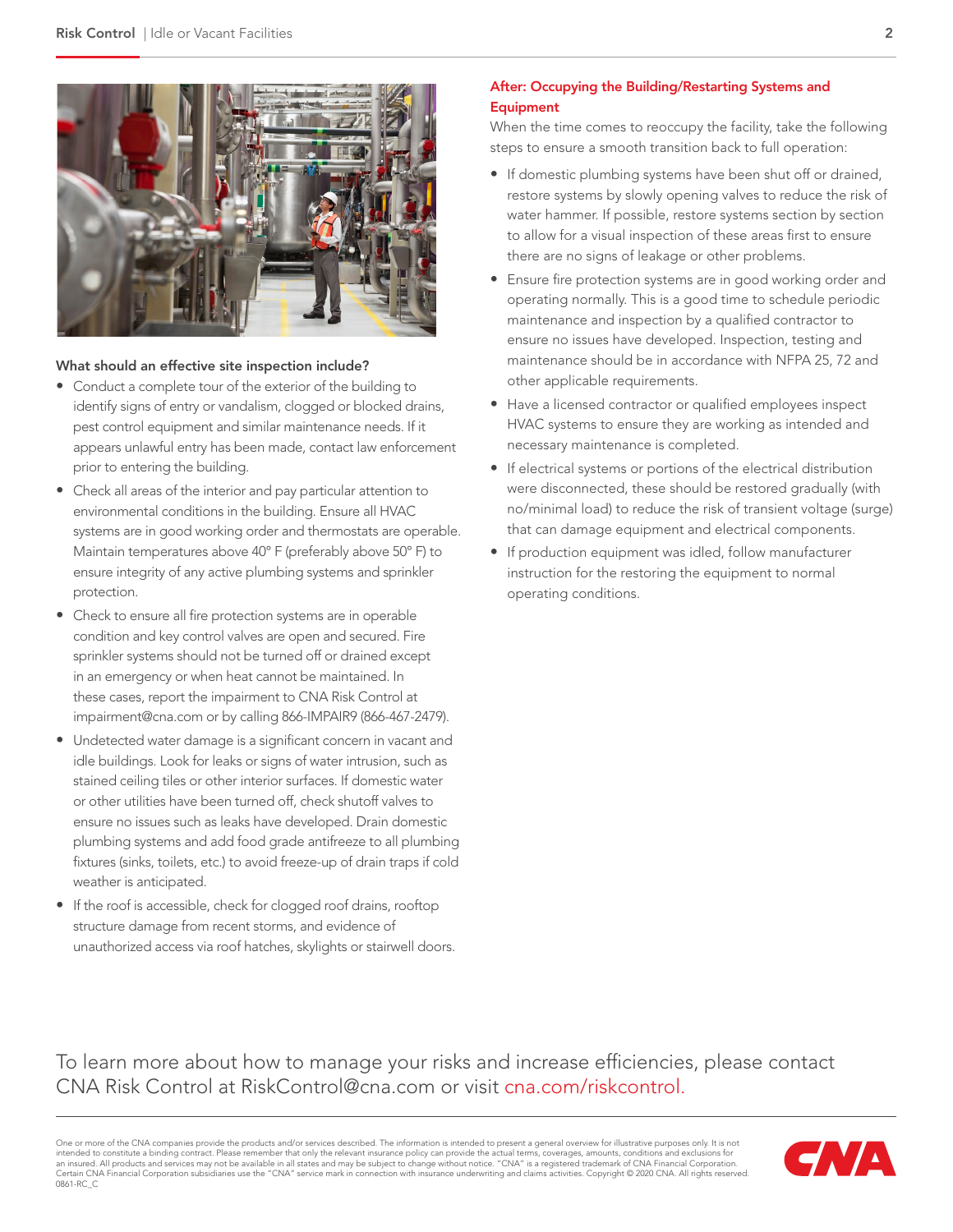### What should an effective site inspection include?

- Conduct a complete tour of the exterior of the building to identify signs of entry or vandalism, clogged or blocked drains, pest control equipment and similar maintenance needs. If it appears unlawful entry has been made, contact law enforcement prior to entering the building.
- Check all areas of the interior and pay particular attention to environmental conditions in the building. Ensure all HVAC systems are in good working order and thermostats are operable. Maintain temperatures above 40° F (preferably above 50° F) to ensure integrity of any active plumbing systems and sprinkler protection.
- Check to ensure all fire protection systems are in operable condition and key control valves are open and secured. Fire sprinkler systems should not be turned off or drained except in an emergency or when heat cannot be maintained. In these cases, report the impairment to CNA Risk Control at impairment@cna.com or by calling 866-IMPAIR9 (866-467-2479).
- Undetected water damage is a significant concern in vacant and idle buildings. Look for leaks or signs of water intrusion, such as stained ceiling tiles or other interior surfaces. If domestic water or other utilities have been turned off, check shutoff valves to ensure no issues such as leaks have developed. Drain domestic plumbing systems and add food grade antifreeze to all plumbing fixtures (sinks, toilets, etc.) to avoid freeze-up of drain traps if cold weather is anticipated.
- If the roof is accessible, check for clogged roof drains, rooftop structure damage from recent storms, and evidence of unauthorized access via roof hatches, skylights or stairwell doors.

## After: Occupying the Building/Restarting Systems and Equipment

When the time comes to reoccupy the facility, take the following steps to ensure a smooth transition back to full operation:

- If domestic plumbing systems have been shut off or drained, restore systems by slowly opening valves to reduce the risk of water hammer. If possible, restore systems section by section to allow for a visual inspection of these areas first to ensure there are no signs of leakage or other problems.
- Ensure fire protection systems are in good working order and operating normally. This is a good time to schedule periodic maintenance and inspection by a qualified contractor to ensure no issues have developed. Inspection, testing and maintenance should be in accordance with NFPA 25, 72 and other applicable requirements.
- Have a licensed contractor or qualified employees inspect HVAC systems to ensure they are working as intended and necessary maintenance is completed.
- If electrical systems or portions of the electrical distribution were disconnected, these should be restored gradually (with no/minimal load) to reduce the risk of transient voltage (surge) that can damage equipment and electrical components.
- If production equipment was idled, follow manufacturer instruction for the restoring the equipment to normal operating conditions.

To learn more about how to manage your risks and increase efficiencies, please contact CNA Risk Control at RiskControl@cna.com or visit cna.com/riskcontrol.

One or more of the CNA companies provide the products and/or services described. The information is intended to present a general overview for illustrative purposes only. It is not intended to constitute a binding contract. Please remember that only the relevant insurance policy can provide the actual terms, coverages, amounts, conditions and exclusions for an insured. All products and services may not be available in all states and may be subject to change without notice. "CNA" is a registered trademark of CNA Financial Corporation. Certain CNA Financial Corporation subsidiaries use the "CNA" service mark in connection with insurance underwriting and claims activities. Copyright © 2020 CNA. All rights reserved. 0861-RC_C